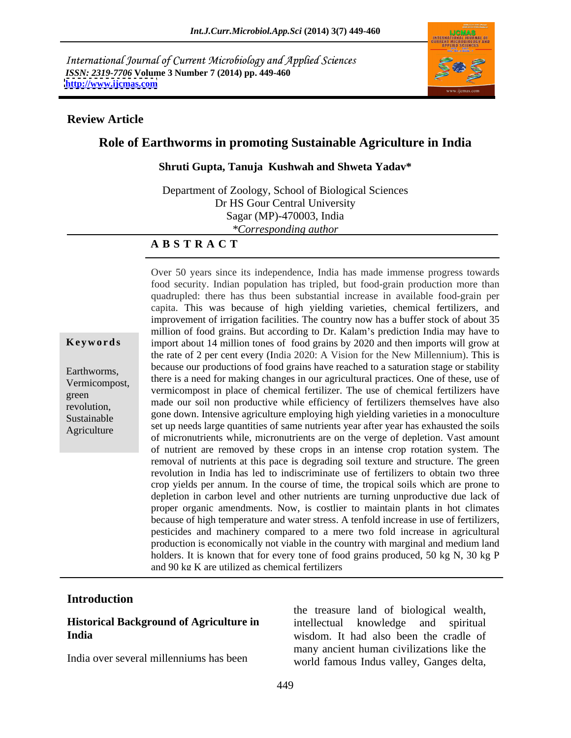International Journal of Current Microbiology and Applied Sciences
*ISSN: 2319-7706* **Volume 3 Number 7 (2014) pp. 449-460**
**http://www.ijcmas.com**

**Review Article**

# Role of Earthworms in promoting Sustainable Agriculture in India

**Shruti Gupta, Tanuja Kushwah and Shweta Yadav***

Department of Zoology, School of Biological Sciences
Dr HS Gour Central University
Sagar (MP)-470003, India
*\*Corresponding author*

## A B S T R A C T

**Keywords**

Earthworms, Vermicompost, green revolution, Sustainable Agriculture

Over 50 years since its independence, India has made immense progress towards food security. Indian population has tripled, but food-grain production more than quadrupled: there has thus been substantial increase in available food-grain per capita. This was because of high yielding varieties, chemical fertilizers, and improvement of irrigation facilities. The country now has a buffer stock of about 35 million of food grains. But according to Dr. Kalam's prediction India may have to import about 14 million tones of food grains by 2020 and then imports will grow at the rate of 2 per cent every (India 2020: A Vision for the New Millennium). This is because our productions of food grains have reached to a saturation stage or stability there is a need for making changes in our agricultural practices. One of these, use of vermicompost in place of chemical fertilizer. The use of chemical fertilizers have made our soil non productive while efficiency of fertilizers themselves have also gone down. Intensive agriculture employing high yielding varieties in a monoculture set up needs large quantities of same nutrients year after year has exhausted the soils of micronutrients while, micronutrients are on the verge of depletion. Vast amount of nutrient are removed by these crops in an intense crop rotation system. The removal of nutrients at this pace is degrading soil texture and structure. The green revolution in India has led to indiscriminate use of fertilizers to obtain two three crop yields per annum. In the course of time, the tropical soils which are prone to depletion in carbon level and other nutrients are turning unproductive due lack of proper organic amendments. Now, is costlier to maintain plants in hot climates because of high temperature and water stress. A tenfold increase in use of fertilizers, pesticides and machinery compared to a mere two fold increase in agricultural production is economically not viable in the country with marginal and medium land holders. It is known that for every tone of food grains produced, 50 kg N, 30 kg P and 90 kg K are utilized as chemical fertilizers

## Introduction

### Historical Background of Agriculture in India

India over several millenniums has been the treasure land of biological wealth, intellectual knowledge and spiritual wisdom. It had also been the cradle of many ancient human civilizations like the world famous Indus valley, Ganges delta,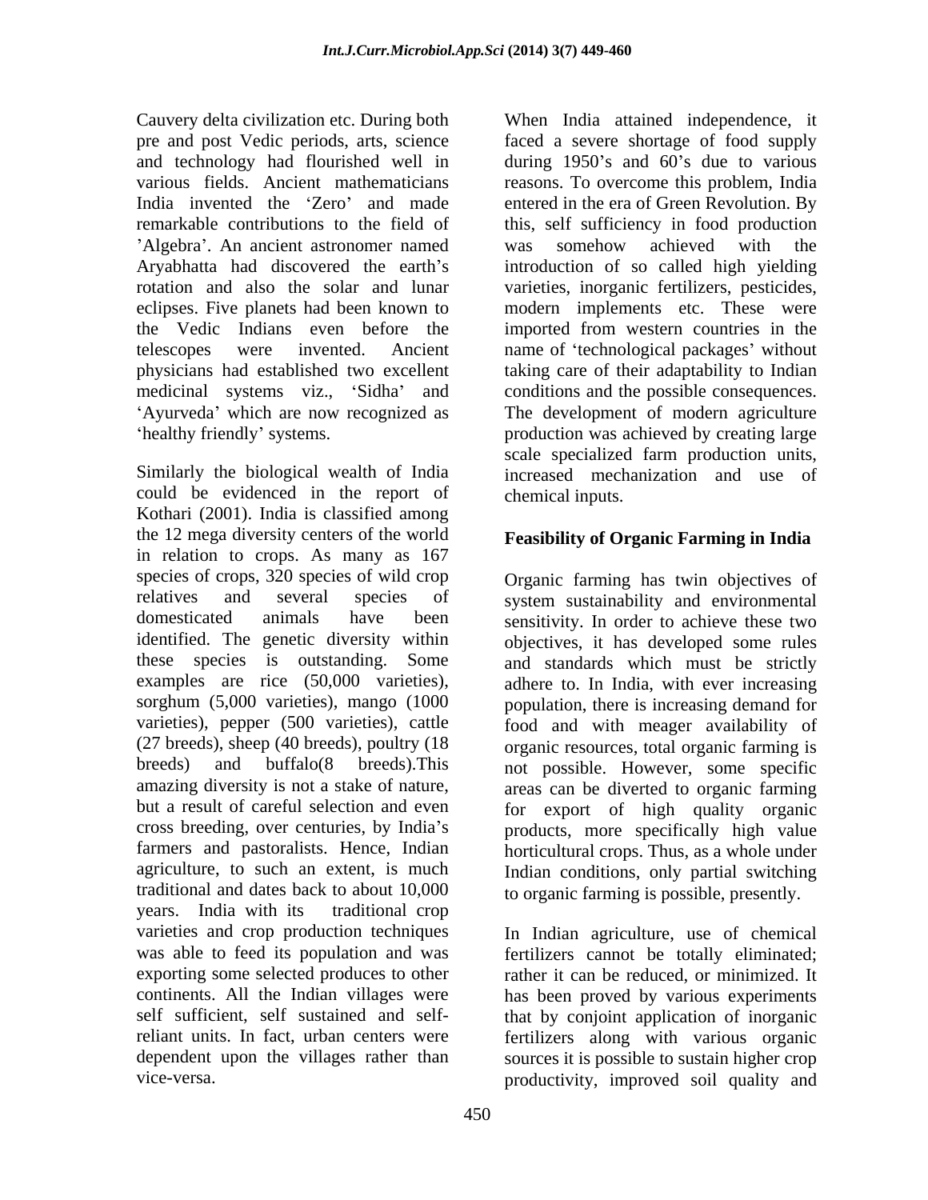Cauvery delta civilization etc. During both pre and post Vedic periods, arts, science and technology had flourished well in various fields. Ancient mathematicians India invented the 'Zero' and made remarkable contributions to the field of 'Algebra'. An ancient astronomer named Aryabhatta had discovered the earth's rotation and also the solar and lunar eclipses. Five planets had been known to the Vedic Indians even before the telescopes were invented. Ancient physicians had established two excellent medicinal systems viz., 'Sidha' and 'Ayurveda' which are now recognized as 'healthy friendly' systems.

Similarly the biological wealth of India could be evidenced in the report of Kothari (2001). India is classified among the 12 mega diversity centers of the world in relation to crops. As many as 167 species of crops, 320 species of wild crop relatives and several species of domesticated animals have been identified. The genetic diversity within these species is outstanding. Some examples are rice (50,000 varieties), sorghum (5,000 varieties), mango (1000 varieties), pepper (500 varieties), cattle (27 breeds), sheep (40 breeds), poultry (18 breeds) and buffalo(8 breeds).This amazing diversity is not a stake of nature, but a result of careful selection and even cross breeding, over centuries, by India's farmers and pastoralists. Hence, Indian agriculture, to such an extent, is much traditional and dates back to about 10,000 years. India with its traditional crop varieties and crop production techniques was able to feed its population and was exporting some selected produces to other continents. All the Indian villages were self sufficient, self sustained and self-reliant units. In fact, urban centers were dependent upon the villages rather than vice-versa.

When India attained independence, it faced a severe shortage of food supply during 1950's and 60's due to various reasons. To overcome this problem, India entered in the era of Green Revolution. By this, self sufficiency in food production was somehow achieved with the introduction of so called high yielding varieties, inorganic fertilizers, pesticides, modern implements etc. These were imported from western countries in the name of 'technological packages' without taking care of their adaptability to Indian conditions and the possible consequences. The development of modern agriculture production was achieved by creating large scale specialized farm production units, increased mechanization and use of chemical inputs.

## Feasibility of Organic Farming in India

Organic farming has twin objectives of system sustainability and environmental sensitivity. In order to achieve these two objectives, it has developed some rules and standards which must be strictly adhere to. In India, with ever increasing population, there is increasing demand for food and with meager availability of organic resources, total organic farming is not possible. However, some specific areas can be diverted to organic farming for export of high quality organic products, more specifically high value horticultural crops. Thus, as a whole under Indian conditions, only partial switching to organic farming is possible, presently.

In Indian agriculture, use of chemical fertilizers cannot be totally eliminated; rather it can be reduced, or minimized. It has been proved by various experiments that by conjoint application of inorganic fertilizers along with various organic sources it is possible to sustain higher crop productivity, improved soil quality and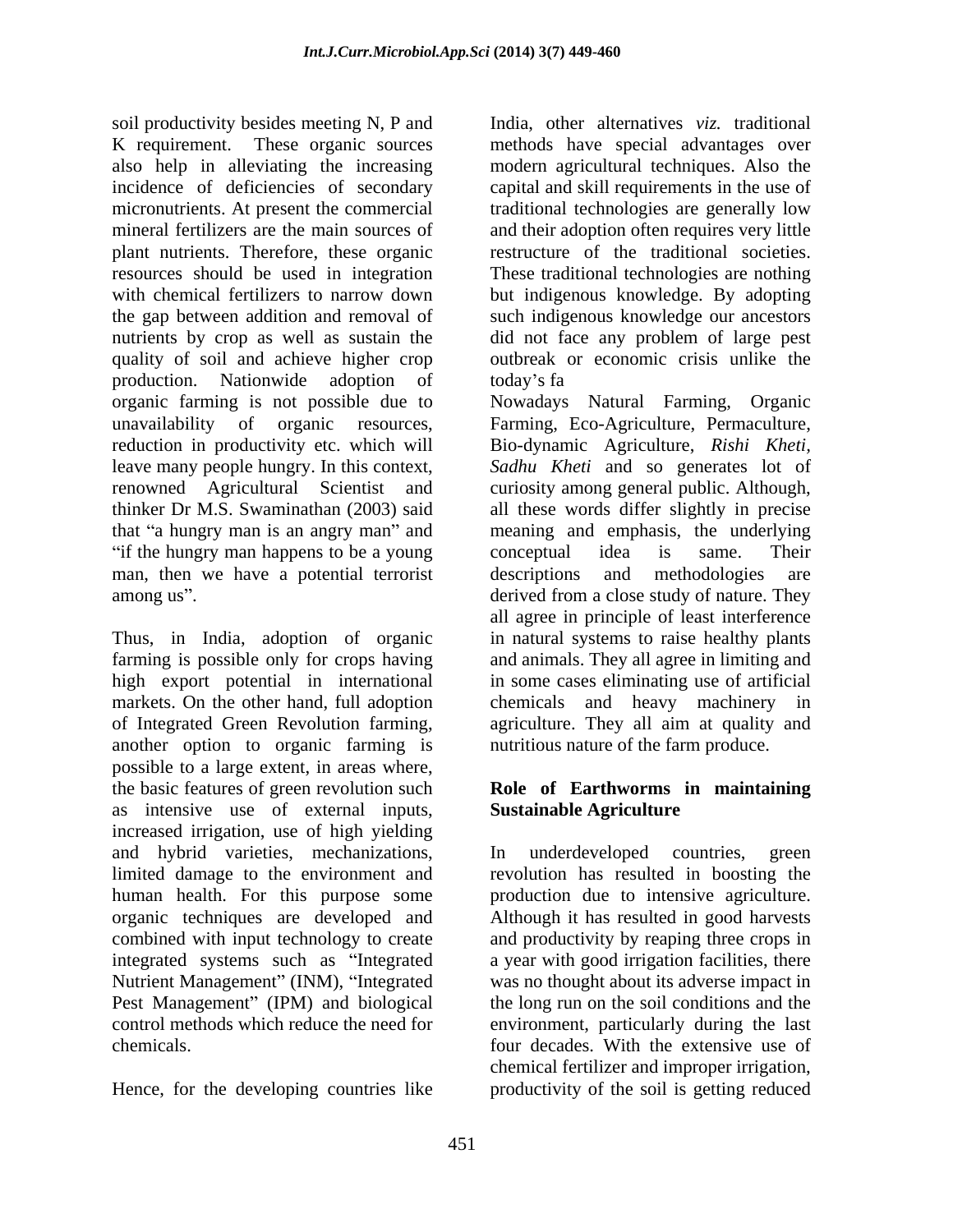soil productivity besides meeting N, P and K requirement. These organic sources also help in alleviating the increasing incidence of deficiencies of secondary micronutrients. At present the commercial mineral fertilizers are the main sources of plant nutrients. Therefore, these organic resources should be used in integration with chemical fertilizers to narrow down the gap between addition and removal of nutrients by crop as well as sustain the quality of soil and achieve higher crop production. Nationwide adoption of organic farming is not possible due to unavailability of organic resources, reduction in productivity etc. which will leave many people hungry. In this context, renowned Agricultural Scientist and thinker Dr M.S. Swaminathan (2003) said that "a hungry man is an angry man" and "if the hungry man happens to be a young man, then we have a potential terrorist among us".

Thus, in India, adoption of organic farming is possible only for crops having high export potential in international markets. On the other hand, full adoption of Integrated Green Revolution farming, another option to organic farming is possible to a large extent, in areas where, the basic features of green revolution such as intensive use of external inputs, increased irrigation, use of high yielding and hybrid varieties, mechanizations, limited damage to the environment and human health. For this purpose some organic techniques are developed and combined with input technology to create integrated systems such as "Integrated Nutrient Management" (INM), "Integrated Pest Management" (IPM) and biological control methods which reduce the need for chemicals.

Hence, for the developing countries like India, other alternatives *viz.* traditional methods have special advantages over modern agricultural techniques. Also the capital and skill requirements in the use of traditional technologies are generally low and their adoption often requires very little restructure of the traditional societies. These traditional technologies are nothing but indigenous knowledge. By adopting such indigenous knowledge our ancestors did not face any problem of large pest outbreak or economic crisis unlike the today's fa

Nowadays Natural Farming, Organic Farming, Eco-Agriculture, Permaculture, Bio-dynamic Agriculture, *Rishi Kheti*, *Sadhu Kheti* and so generates lot of curiosity among general public. Although, all these words differ slightly in precise meaning and emphasis, the underlying conceptual idea is same. Their descriptions and methodologies are derived from a close study of nature. They all agree in principle of least interference in natural systems to raise healthy plants and animals. They all agree in limiting and in some cases eliminating use of artificial chemicals and heavy machinery in agriculture. They all aim at quality and nutritious nature of the farm produce.

## Role of Earthworms in maintaining Sustainable Agriculture

In underdeveloped countries, green revolution has resulted in boosting the production due to intensive agriculture. Although it has resulted in good harvests and productivity by reaping three crops in a year with good irrigation facilities, there was no thought about its adverse impact in the long run on the soil conditions and the environment, particularly during the last four decades. With the extensive use of chemical fertilizer and improper irrigation, productivity of the soil is getting reduced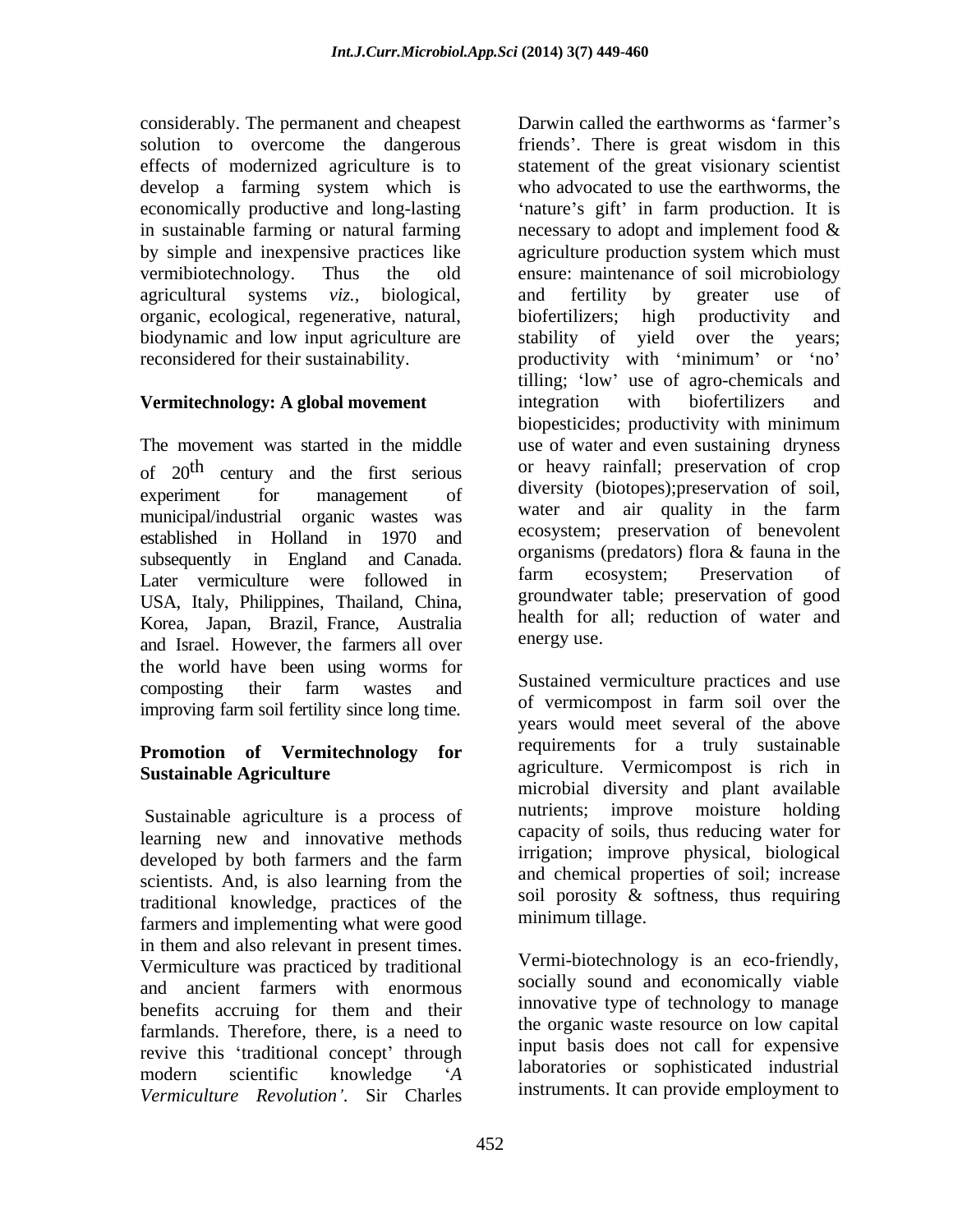considerably. The permanent and cheapest solution to overcome the dangerous effects of modernized agriculture is to develop a farming system which is economically productive and long-lasting in sustainable farming or natural farming by simple and inexpensive practices like vermibiotechnology. Thus the old agricultural systems *viz.,* biological, organic, ecological, regenerative, natural, biodynamic and low input agriculture are reconsidered for their sustainability.

**Vermitechnology: A global movement**

The movement was started in the middle of 20th century and the first serious experiment for management of municipal/industrial organic wastes was established in Holland in 1970 and subsequently in England and Canada. Later vermiculture were followed in USA, Italy, Philippines, Thailand, China, Korea, Japan, Brazil, France, Australia and Israel. However, the farmers all over the world have been using worms for composting their farm wastes and improving farm soil fertility since long time.

**Promotion of Vermitechnology for Sustainable Agriculture**

Sustainable agriculture is a process of learning new and innovative methods developed by both farmers and the farm scientists. And, is also learning from the traditional knowledge, practices of the farmers and implementing what were good in them and also relevant in present times. Vermiculture was practiced by traditional and ancient farmers with enormous benefits accruing for them and their farmlands. Therefore, there, is a need to revive this 'traditional concept' through modern scientific knowledge '*A Vermiculture Revolution'*. Sir Charles Darwin called the earthworms as 'farmer's friends'. There is great wisdom in this statement of the great visionary scientist who advocated to use the earthworms, the 'nature's gift' in farm production. It is necessary to adopt and implement food & agriculture production system which must ensure: maintenance of soil microbiology and fertility by greater use of biofertilizers; high productivity and stability of yield over the years; productivity with 'minimum' or 'no' tilling; 'low' use of agro-chemicals and integration with biofertilizers and biopesticides; productivity with minimum use of water and even sustaining dryness or heavy rainfall; preservation of crop diversity (biotopes);preservation of soil, water and air quality in the farm ecosystem; preservation of benevolent organisms (predators) flora & fauna in the farm ecosystem; Preservation of groundwater table; preservation of good health for all; reduction of water and energy use.

Sustained vermiculture practices and use of vermicompost in farm soil over the years would meet several of the above requirements for a truly sustainable agriculture. Vermicompost is rich in microbial diversity and plant available nutrients; improve moisture holding capacity of soils, thus reducing water for irrigation; improve physical, biological and chemical properties of soil; increase soil porosity & softness, thus requiring minimum tillage.

Vermi-biotechnology is an eco-friendly, socially sound and economically viable innovative type of technology to manage the organic waste resource on low capital input basis does not call for expensive laboratories or sophisticated industrial instruments. It can provide employment to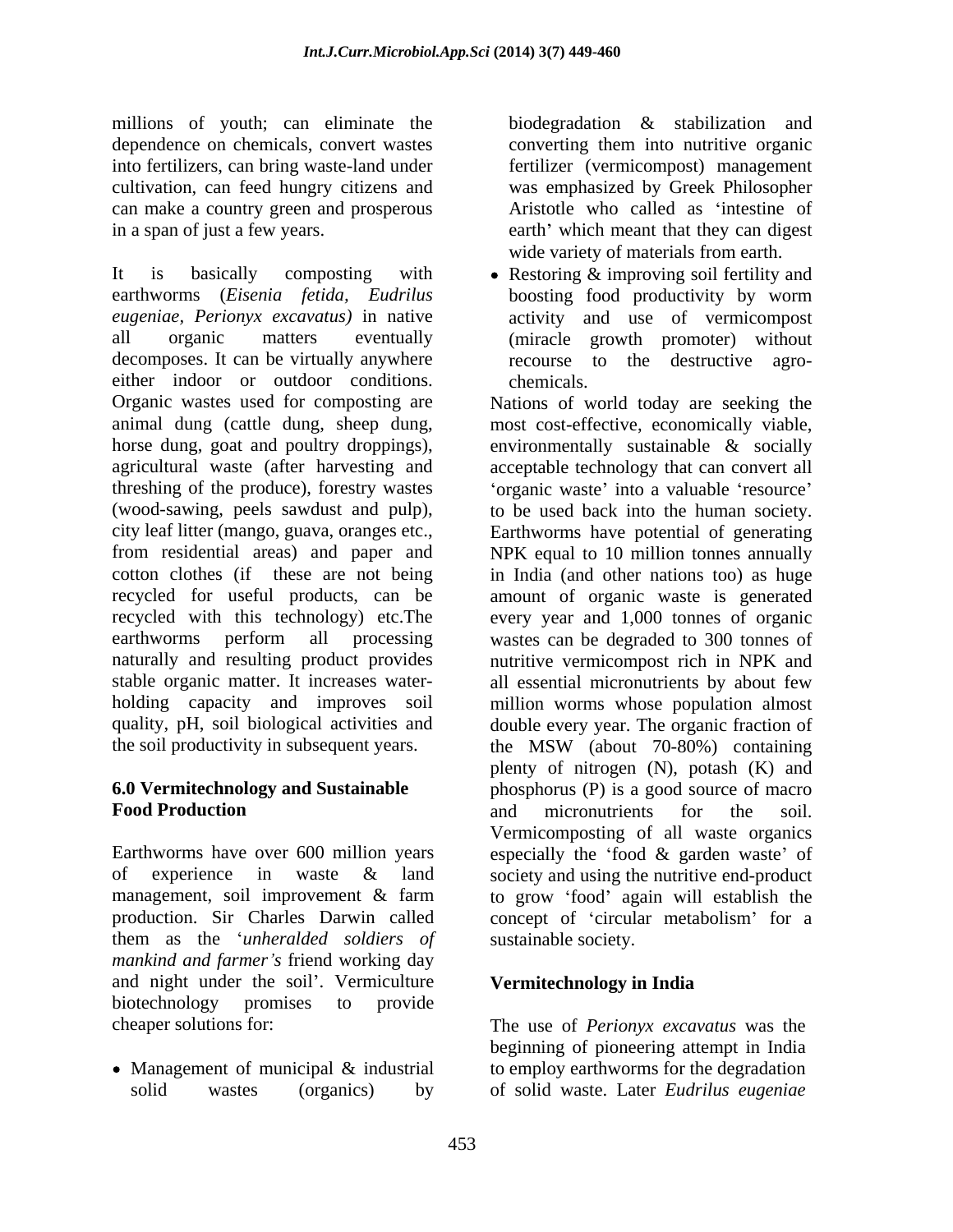millions of youth; can eliminate the dependence on chemicals, convert wastes into fertilizers, can bring waste-land under cultivation, can feed hungry citizens and can make a country green and prosperous in a span of just a few years.

It is basically composting with earthworms (*Eisenia fetida*, *Eudrilus eugeniae*, *Perionyx excavatus)* in native all organic matters eventually decomposes. It can be virtually anywhere either indoor or outdoor conditions. Organic wastes used for composting are animal dung (cattle dung, sheep dung, horse dung, goat and poultry droppings), agricultural waste (after harvesting and threshing of the produce), forestry wastes (wood-sawing, peels sawdust and pulp), city leaf litter (mango, guava, oranges etc., from residential areas) and paper and cotton clothes (if these are not being recycled for useful products, can be recycled with this technology) etc.The earthworms perform all processing naturally and resulting product provides stable organic matter. It increases water-holding capacity and improves soil quality, pH, soil biological activities and the soil productivity in subsequent years.

## 6.0 Vermitechnology and Sustainable Food Production

Earthworms have over 600 million years of experience in waste & land management, soil improvement & farm production. Sir Charles Darwin called them as the '*unheralded soldiers of mankind and farmer's* friend working day and night under the soil'. Vermiculture biotechnology promises to provide cheaper solutions for:

- Management of municipal & industrial solid wastes (organics) by biodegradation & stabilization and converting them into nutritive organic fertilizer (vermicompost) management was emphasized by Greek Philosopher Aristotle who called as 'intestine of earth' which meant that they can digest wide variety of materials from earth.
- Restoring & improving soil fertility and boosting food productivity by worm activity and use of vermicompost (miracle growth promoter) without recourse to the destructive agro-chemicals.

Nations of world today are seeking the most cost-effective, economically viable, environmentally sustainable & socially acceptable technology that can convert all 'organic waste' into a valuable 'resource' to be used back into the human society. Earthworms have potential of generating NPK equal to 10 million tonnes annually in India (and other nations too) as huge amount of organic waste is generated every year and 1,000 tonnes of organic wastes can be degraded to 300 tonnes of nutritive vermicompost rich in NPK and all essential micronutrients by about few million worms whose population almost double every year. The organic fraction of the MSW (about 70-80%) containing plenty of nitrogen (N), potash (K) and phosphorus (P) is a good source of macro and micronutrients for the soil. Vermicomposting of all waste organics especially the 'food & garden waste' of society and using the nutritive end-product to grow 'food' again will establish the concept of 'circular metabolism' for a sustainable society.

## Vermitechnology in India

The use of *Perionyx excavatus* was the beginning of pioneering attempt in India to employ earthworms for the degradation of solid waste. Later *Eudrilus eugeniae*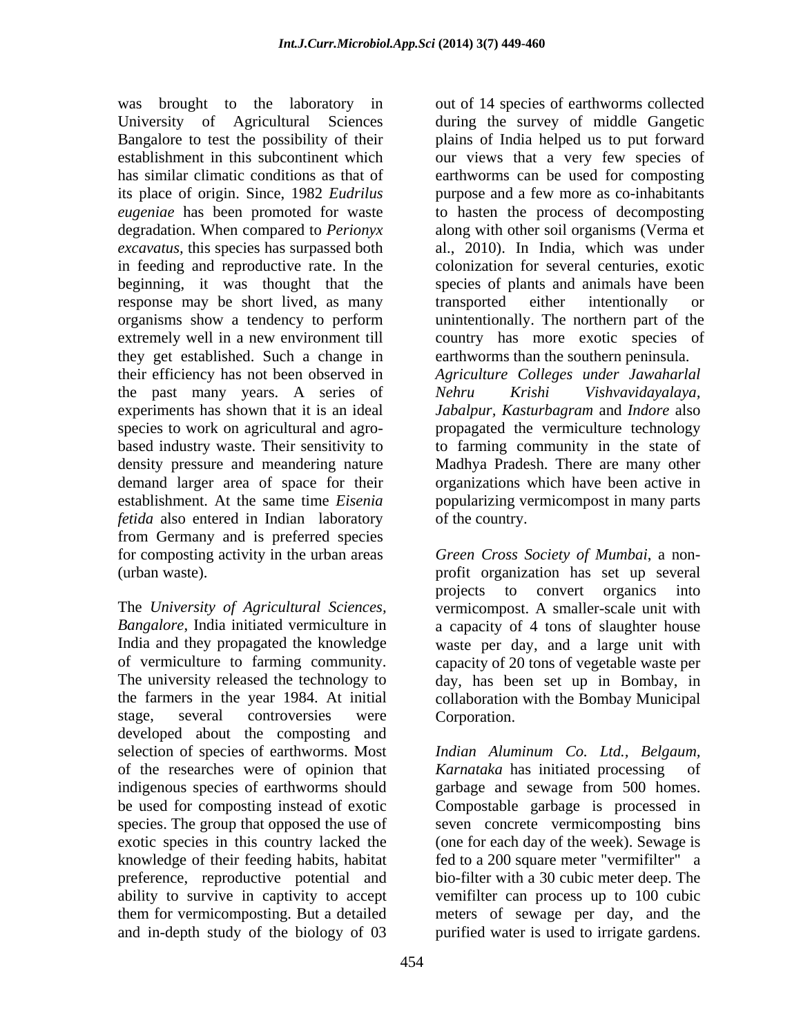was brought to the laboratory in University of Agricultural Sciences Bangalore to test the possibility of their establishment in this subcontinent which has similar climatic conditions as that of its place of origin. Since, 1982 *Eudrilus eugeniae* has been promoted for waste degradation. When compared to *Perionyx excavatus*, this species has surpassed both in feeding and reproductive rate. In the beginning, it was thought that the response may be short lived, as many organisms show a tendency to perform extremely well in a new environment till they get established. Such a change in their efficiency has not been observed in the past many years. A series of experiments has shown that it is an ideal species to work on agricultural and agro-based industry waste. Their sensitivity to density pressure and meandering nature demand larger area of space for their establishment. At the same time *Eisenia fetida* also entered in Indian laboratory from Germany and is preferred species for composting activity in the urban areas (urban waste).

The *University of Agricultural Sciences, Bangalore*, India initiated vermiculture in India and they propagated the knowledge of vermiculture to farming community. The university released the technology to the farmers in the year 1984. At initial stage, several controversies were developed about the composting and selection of species of earthworms. Most of the researches were of opinion that indigenous species of earthworms should be used for composting instead of exotic species. The group that opposed the use of exotic species in this country lacked the knowledge of their feeding habits, habitat preference, reproductive potential and ability to survive in captivity to accept them for vermicomposting. But a detailed and in-depth study of the biology of 03 out of 14 species of earthworms collected during the survey of middle Gangetic plains of India helped us to put forward our views that a very few species of earthworms can be used for composting purpose and a few more as co-inhabitants to hasten the process of decomposting along with other soil organisms (Verma et al., 2010). In India, which was under colonization for several centuries, exotic species of plants and animals have been transported either intentionally or unintentionally. The northern part of the country has more exotic species of earthworms than the southern peninsula. *Agriculture Colleges under Jawaharlal Nehru Krishi Vishvavidayalaya, Jabalpur*, *Kasturbagram* and *Indore* also propagated the vermiculture technology to farming community in the state of Madhya Pradesh. There are many other organizations which have been active in popularizing vermicompost in many parts of the country.

*Green Cross Society of Mumbai*, a non-profit organization has set up several projects to convert organics into vermicompost. A smaller-scale unit with a capacity of 4 tons of slaughter house waste per day, and a large unit with capacity of 20 tons of vegetable waste per day, has been set up in Bombay, in collaboration with the Bombay Municipal Corporation.

*Indian Aluminum Co. Ltd., Belgaum, Karnataka* has initiated processing of garbage and sewage from 500 homes. Compostable garbage is processed in seven concrete vermicomposting bins (one for each day of the week). Sewage is fed to a 200 square meter "vermifilter" a bio-filter with a 30 cubic meter deep. The vemifilter can process up to 100 cubic meters of sewage per day, and the purified water is used to irrigate gardens.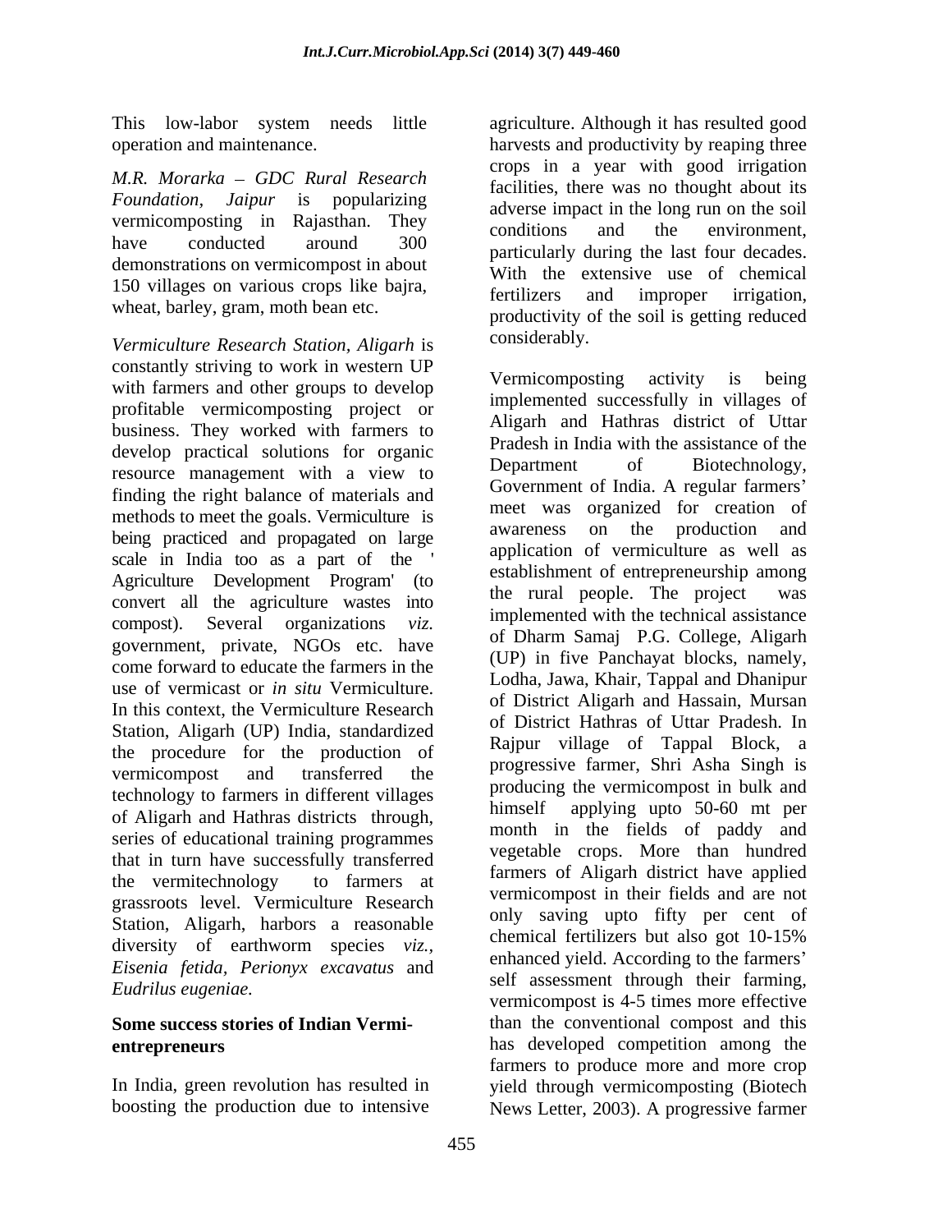This low-labor system needs little operation and maintenance.

*M.R. Morarka – GDC Rural Research Foundation, Jaipur* is popularizing vermicomposting in Rajasthan. They have conducted around 300 demonstrations on vermicompost in about 150 villages on various crops like bajra, wheat, barley, gram, moth bean etc.

*Vermiculture Research Station, Aligarh* is constantly striving to work in western UP with farmers and other groups to develop profitable vermicomposting project or business. They worked with farmers to develop practical solutions for organic resource management with a view to finding the right balance of materials and methods to meet the goals. Vermiculture is being practiced and propagated on large scale in India too as a part of the ' Agriculture Development Program' (to convert all the agriculture wastes into compost). Several organizations *viz.* government, private, NGOs etc. have come forward to educate the farmers in the use of vermicast or *in situ* Vermiculture. In this context, the Vermiculture Research Station, Aligarh (UP) India, standardized the procedure for the production of vermicompost and transferred the technology to farmers in different villages of Aligarh and Hathras districts through, series of educational training programmes that in turn have successfully transferred the vermitechnology to farmers at grassroots level. Vermiculture Research Station, Aligarh, harbors a reasonable diversity of earthworm species *viz., Eisenia fetida, Perionyx excavatus* and *Eudrilus eugeniae.*

## Some success stories of Indian Vermi-entrepreneurs

In India, green revolution has resulted in boosting the production due to intensive agriculture. Although it has resulted good harvests and productivity by reaping three crops in a year with good irrigation facilities, there was no thought about its adverse impact in the long run on the soil conditions and the environment, particularly during the last four decades. With the extensive use of chemical fertilizers and improper irrigation, productivity of the soil is getting reduced considerably.

Vermicomposting activity is being implemented successfully in villages of Aligarh and Hathras district of Uttar Pradesh in India with the assistance of the Department of Biotechnology, Government of India. A regular farmers' meet was organized for creation of awareness on the production and application of vermiculture as well as establishment of entrepreneurship among the rural people. The project was implemented with the technical assistance of Dharm Samaj P.G. College, Aligarh (UP) in five Panchayat blocks, namely, Lodha, Jawa, Khair, Tappal and Dhanipur of District Aligarh and Hassain, Mursan of District Hathras of Uttar Pradesh. In Rajpur village of Tappal Block, a progressive farmer, Shri Asha Singh is producing the vermicompost in bulk and himself applying upto 50-60 mt per month in the fields of paddy and vegetable crops. More than hundred farmers of Aligarh district have applied vermicompost in their fields and are not only saving upto fifty per cent of chemical fertilizers but also got 10-15% enhanced yield. According to the farmers' self assessment through their farming, vermicompost is 4-5 times more effective than the conventional compost and this has developed competition among the farmers to produce more and more crop yield through vermicomposting (Biotech News Letter, 2003). A progressive farmer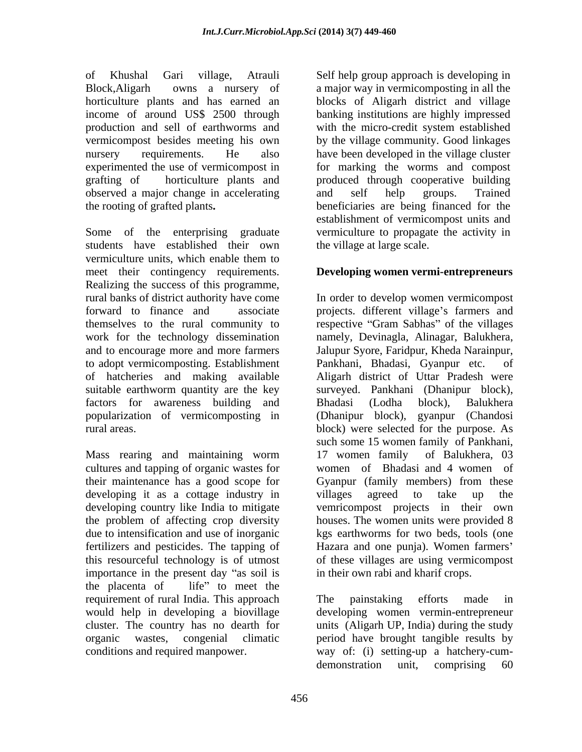of Khushal Gari village, Atrauli Block,Aligarh owns a nursery of horticulture plants and has earned an income of around US$ 2500 through production and sell of earthworms and vermicompost besides meeting his own nursery requirements. He also experimented the use of vermicompost in grafting of horticulture plants and observed a major change in accelerating the rooting of grafted plants**.**

Some of the enterprising graduate students have established their own vermiculture units, which enable them to meet their contingency requirements. Realizing the success of this programme, rural banks of district authority have come forward to finance and associate themselves to the rural community to work for the technology dissemination and to encourage more and more farmers to adopt vermicomposting. Establishment of hatcheries and making available suitable earthworm quantity are the key factors for awareness building and popularization of vermicomposting in rural areas.

Mass rearing and maintaining worm cultures and tapping of organic wastes for their maintenance has a good scope for developing it as a cottage industry in developing country like India to mitigate the problem of affecting crop diversity due to intensification and use of inorganic fertilizers and pesticides. The tapping of this resourceful technology is of utmost importance in the present day "as soil is the placenta of life" to meet the requirement of rural India. This approach would help in developing a biovillage cluster. The country has no dearth for organic wastes, congenial climatic conditions and required manpower.

Self help group approach is developing in a major way in vermicomposting in all the blocks of Aligarh district and village banking institutions are highly impressed with the micro-credit system established by the village community. Good linkages have been developed in the village cluster for marking the worms and compost produced through cooperative building and self help groups. Trained beneficiaries are being financed for the establishment of vermicompost units and vermiculture to propagate the activity in the village at large scale.

## Developing women vermi-entrepreneurs

In order to develop women vermicompost projects. different village's farmers and respective "Gram Sabhas" of the villages namely, Devinagla, Alinagar, Balukhera, Jalupur Syore, Faridpur, Kheda Narainpur, Pankhani, Bhadasi, Gyanpur etc. of Aligarh district of Uttar Pradesh were surveyed. Pankhani (Dhanipur block), Bhadasi (Lodha block), Balukhera (Dhanipur block), gyanpur (Chandosi block) were selected for the purpose. As such some 15 women family of Pankhani, 17 women family of Balukhera, 03 women of Bhadasi and 4 women of Gyanpur (family members) from these villages agreed to take up the vemricompost projects in their own houses. The women units were provided 8 kgs earthworms for two beds, tools (one Hazara and one punja). Women farmers' of these villages are using vermicompost in their own rabi and kharif crops.

The painstaking efforts made in developing women vermin-entrepreneur units (Aligarh UP, India) during the study period have brought tangible results by way of: (i) setting-up a hatchery-cum-demonstration unit, comprising 60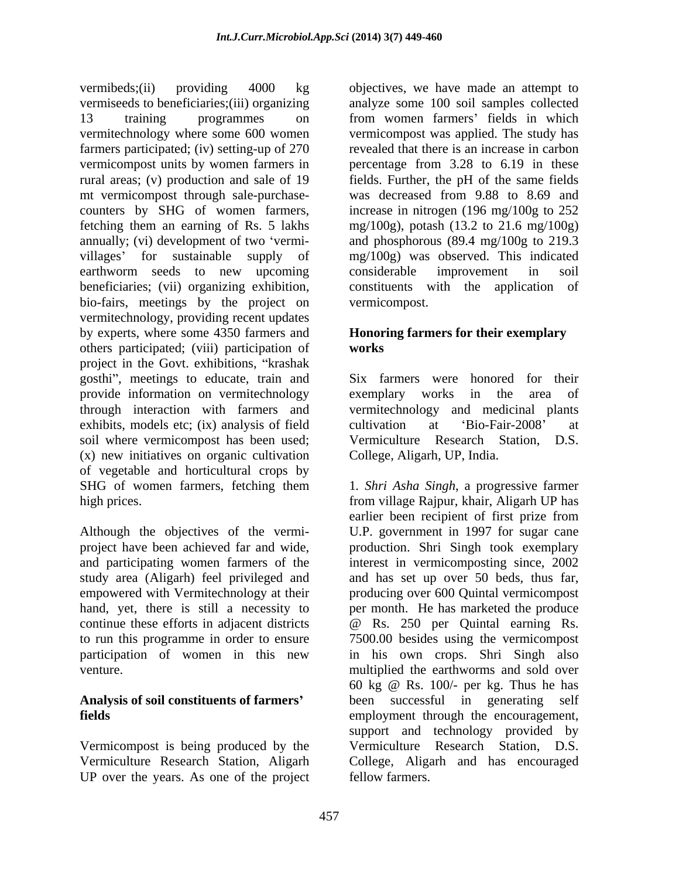vermibeds;(ii) providing 4000 kg vermiseeds to beneficiaries;(iii) organizing 13 training programmes on vermitechnology where some 600 women farmers participated; (iv) setting-up of 270 vermicompost units by women farmers in rural areas; (v) production and sale of 19 mt vermicompost through sale-purchase-counters by SHG of women farmers, fetching them an earning of Rs. 5 lakhs annually; (vi) development of two 'vermi-villages' for sustainable supply of earthworm seeds to new upcoming beneficiaries; (vii) organizing exhibition, bio-fairs, meetings by the project on vermitechnology, providing recent updates by experts, where some 4350 farmers and others participated; (viii) participation of project in the Govt. exhibitions, "krashak gosthi", meetings to educate, train and provide information on vermitechnology through interaction with farmers and exhibits, models etc; (ix) analysis of field soil where vermicompost has been used; (x) new initiatives on organic cultivation of vegetable and horticultural crops by SHG of women farmers, fetching them high prices.

Although the objectives of the vermi-project have been achieved far and wide, and participating women farmers of the study area (Aligarh) feel privileged and empowered with Vermitechnology at their hand, yet, there is still a necessity to continue these efforts in adjacent districts to run this programme in order to ensure participation of women in this new venture.

## Analysis of soil constituents of farmers' fields

Vermicompost is being produced by the Vermiculture Research Station, Aligarh UP over the years. As one of the project objectives, we have made an attempt to analyze some 100 soil samples collected from women farmers' fields in which vermicompost was applied. The study has revealed that there is an increase in carbon percentage from 3.28 to 6.19 in these fields. Further, the pH of the same fields was decreased from 9.88 to 8.69 and increase in nitrogen (196 mg/100g to 252 mg/100g), potash (13.2 to 21.6 mg/100g) and phosphorous (89.4 mg/100g to 219.3 mg/100g) was observed. This indicated considerable improvement in soil constituents with the application of vermicompost.

## Honoring farmers for their exemplary works

Six farmers were honored for their exemplary works in the area of vermitechnology and medicinal plants cultivation at 'Bio-Fair-2008' at Vermiculture Research Station, D.S. College, Aligarh, UP, India.

1. *Shri Asha Singh*, a progressive farmer from village Rajpur, khair, Aligarh UP has earlier been recipient of first prize from U.P. government in 1997 for sugar cane production. Shri Singh took exemplary interest in vermicomposting since, 2002 and has set up over 50 beds, thus far, producing over 600 Quintal vermicompost per month. He has marketed the produce @ Rs. 250 per Quintal earning Rs. 7500.00 besides using the vermicompost in his own crops. Shri Singh also multiplied the earthworms and sold over 60 kg @ Rs. 100/- per kg. Thus he has been successful in generating self employment through the encouragement, support and technology provided by Vermiculture Research Station, D.S. College, Aligarh and has encouraged fellow farmers.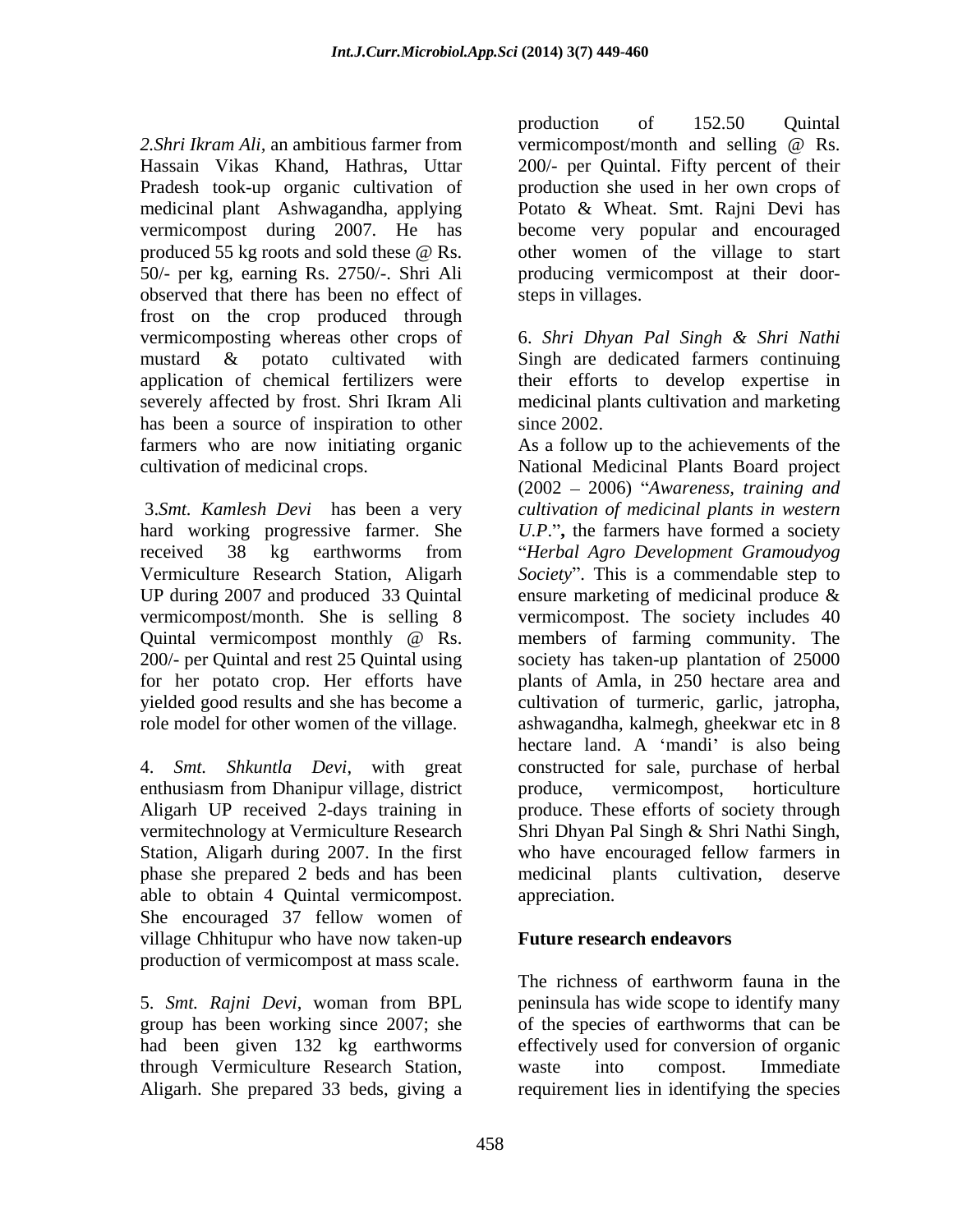2. *Shri Ikram Ali*, an ambitious farmer from Hassain Vikas Khand, Hathras, Uttar Pradesh took-up organic cultivation of medicinal plant Ashwagandha, applying vermicompost during 2007. He has produced 55 kg roots and sold these @ Rs. 50/- per kg, earning Rs. 2750/-. Shri Ali observed that there has been no effect of frost on the crop produced through vermicomposting whereas other crops of mustard & potato cultivated with application of chemical fertilizers were severely affected by frost. Shri Ikram Ali has been a source of inspiration to other farmers who are now initiating organic cultivation of medicinal crops.

3. *Smt. Kamlesh Devi* has been a very hard working progressive farmer. She received 38 kg earthworms from Vermiculture Research Station, Aligarh UP during 2007 and produced 33 Quintal vermicompost/month. She is selling 8 Quintal vermicompost monthly @ Rs. 200/- per Quintal and rest 25 Quintal using for her potato crop. Her efforts have yielded good results and she has become a role model for other women of the village.

4. *Smt. Shkuntla Devi*, with great enthusiasm from Dhanipur village, district Aligarh UP received 2-days training in vermitechnology at Vermiculture Research Station, Aligarh during 2007. In the first phase she prepared 2 beds and has been able to obtain 4 Quintal vermicompost. She encouraged 37 fellow women of village Chhitupur who have now taken-up production of vermicompost at mass scale.

5. *Smt. Rajni Devi*, woman from BPL group has been working since 2007; she had been given 132 kg earthworms through Vermiculture Research Station, Aligarh. She prepared 33 beds, giving a production of 152.50 Quintal vermicompost/month and selling @ Rs. 200/- per Quintal. Fifty percent of their production she used in her own crops of Potato & Wheat. Smt. Rajni Devi has become very popular and encouraged other women of the village to start producing vermicompost at their door-steps in villages.

6. *Shri Dhyan Pal Singh & Shri Nathi Singh* are dedicated farmers continuing their efforts to develop expertise in medicinal plants cultivation and marketing since 2002.

As a follow up to the achievements of the National Medicinal Plants Board project (2002 – 2006) "*Awareness, training and cultivation of medicinal plants in western U.P*.", the farmers have formed a society "*Herbal Agro Development Gramoudyog Society*". This is a commendable step to ensure marketing of medicinal produce & vermicompost. The society includes 40 members of farming community. The society has taken-up plantation of 25000 plants of Amla, in 250 hectare area and cultivation of turmeric, garlic, jatropha, ashwagandha, kalmegh, gheekwar etc in 8 hectare land. A 'mandi' is also being constructed for sale, purchase of herbal produce, vermicompost, horticulture produce. These efforts of society through Shri Dhyan Pal Singh & Shri Nathi Singh, who have encouraged fellow farmers in medicinal plants cultivation, deserve appreciation.

## Future research endeavors

The richness of earthworm fauna in the peninsula has wide scope to identify many of the species of earthworms that can be effectively used for conversion of organic waste into compost. Immediate requirement lies in identifying the species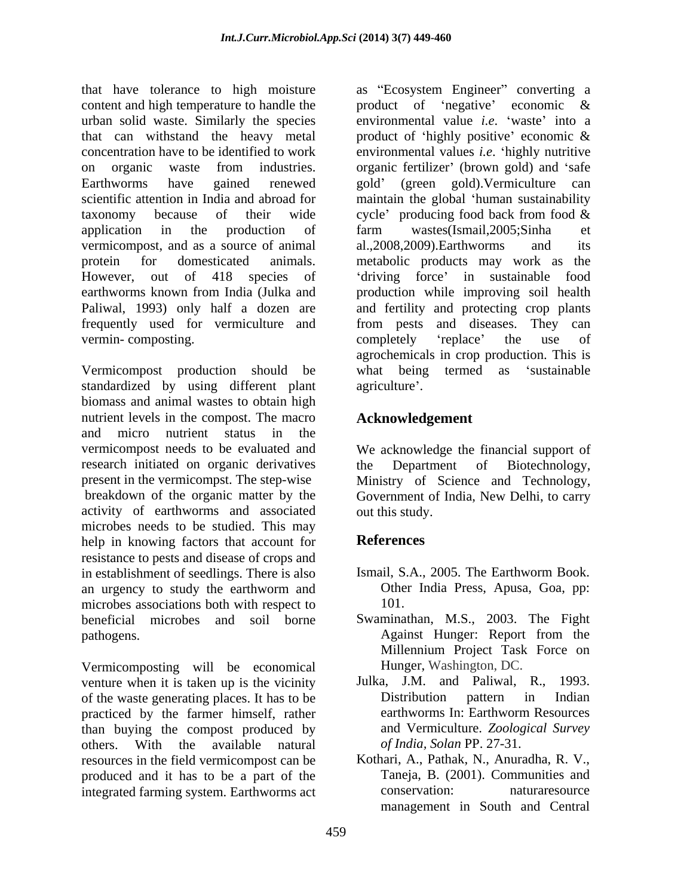that have tolerance to high moisture content and high temperature to handle the urban solid waste. Similarly the species that can withstand the heavy metal concentration have to be identified to work on organic waste from industries. Earthworms have gained renewed scientific attention in India and abroad for taxonomy because of their wide application in the production of vermicompost, and as a source of animal protein for domesticated animals. However, out of 418 species of earthworms known from India (Julka and Paliwal, 1993) only half a dozen are frequently used for vermiculture and vermin- composting.

Vermicompost production should be standardized by using different plant biomass and animal wastes to obtain high nutrient levels in the compost. The macro and micro nutrient status in the vermicompost needs to be evaluated and research initiated on organic derivatives present in the vermicompst. The step-wise breakdown of the organic matter by the activity of earthworms and associated microbes needs to be studied. This may help in knowing factors that account for resistance to pests and disease of crops and in establishment of seedlings. There is also an urgency to study the earthworm and microbes associations both with respect to beneficial microbes and soil borne pathogens.

Vermicomposting will be economical venture when it is taken up is the vicinity of the waste generating places. It has to be practiced by the farmer himself, rather than buying the compost produced by others. With the available natural resources in the field vermicompost can be produced and it has to be a part of the integrated farming system. Earthworms act as "Ecosystem Engineer" converting a product of 'negative' economic & environmental value *i.e*. 'waste' into a product of 'highly positive' economic & environmental values *i.e*. 'highly nutritive organic fertilizer' (brown gold) and 'safe gold' (green gold).Vermiculture can maintain the global 'human sustainability cycle' producing food back from food & farm wastes(Ismail,2005;Sinha et al.,2008,2009).Earthworms and its metabolic products may work as the 'driving force' in sustainable food production while improving soil health and fertility and protecting crop plants from pests and diseases. They can completely 'replace' the use of agrochemicals in crop production. This is what being termed as 'sustainable agriculture'.

## Acknowledgement

We acknowledge the financial support of the Department of Biotechnology, Ministry of Science and Technology, Government of India, New Delhi, to carry out this study.

## References

Ismail, S.A., 2005. The Earthworm Book. Other India Press, Apusa, Goa, pp: 101.

Swaminathan, M.S., 2003. The Fight Against Hunger: Report from the Millennium Project Task Force on Hunger, Washington, DC.

Julka, J.M. and Paliwal, R., 1993. Distribution pattern in Indian earthworms In: Earthworm Resources and Vermiculture. *Zoological Survey of India, Solan* PP. 27-31.

Kothari, A., Pathak, N., Anuradha, R. V., Taneja, B. (2001). Communities and conservation: naturaresource management in South and Central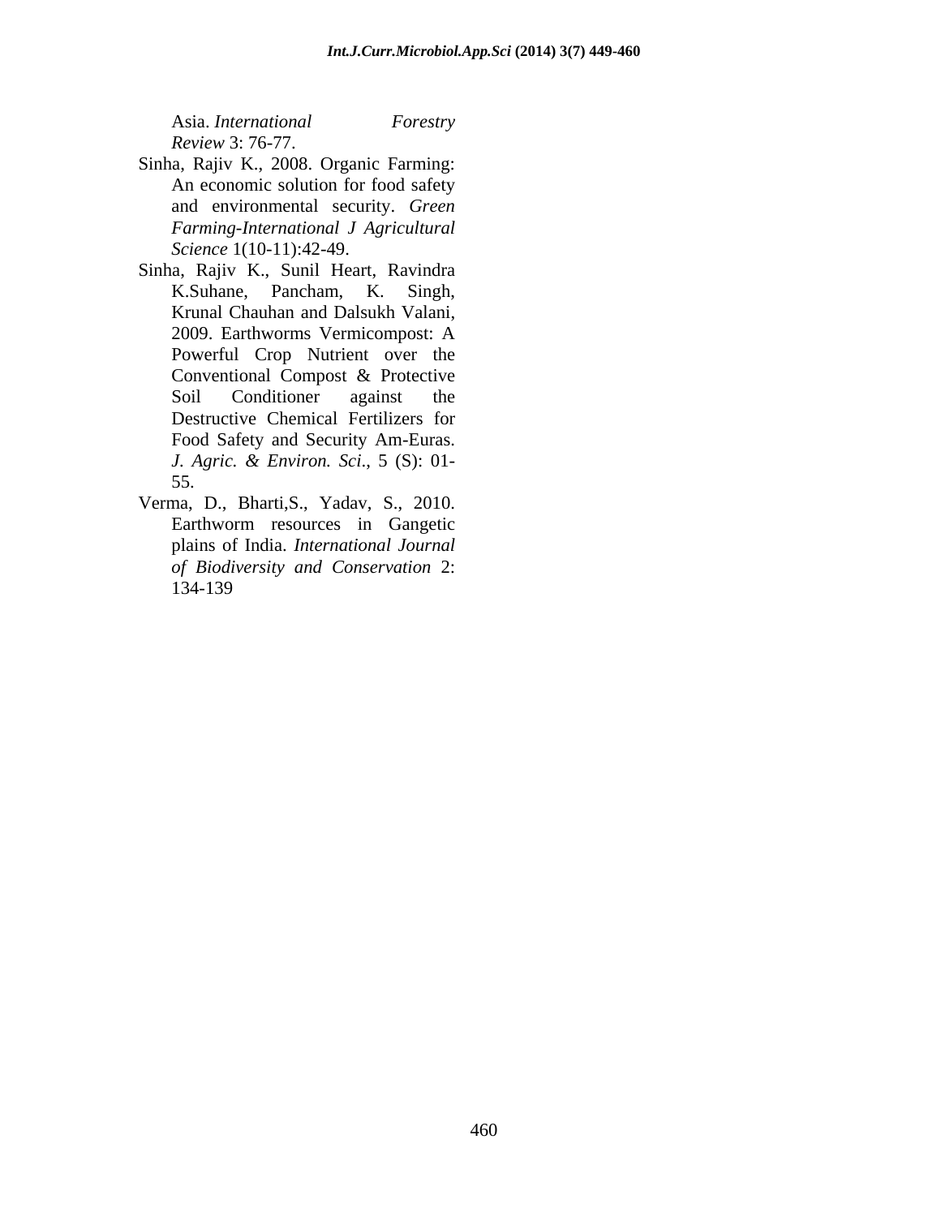Asia. *International Forestry Review* 3: 76-77.

Sinha, Rajiv K., 2008. Organic Farming: An economic solution for food safety and environmental security. *Green Farming-International J Agricultural Science* 1(10-11):42-49.

Sinha, Rajiv K., Sunil Heart, Ravindra K.Suhane, Pancham, K. Singh, Krunal Chauhan and Dalsukh Valani, 2009. Earthworms Vermicompost: A Powerful Crop Nutrient over the Conventional Compost & Protective Soil Conditioner against the Destructive Chemical Fertilizers for Food Safety and Security Am-Euras. *J. Agric. & Environ. Sci*., 5 (S): 01-55.

Verma, D., Bharti,S., Yadav, S., 2010. Earthworm resources in Gangetic plains of India. *International Journal of Biodiversity and Conservation* 2: 134-139